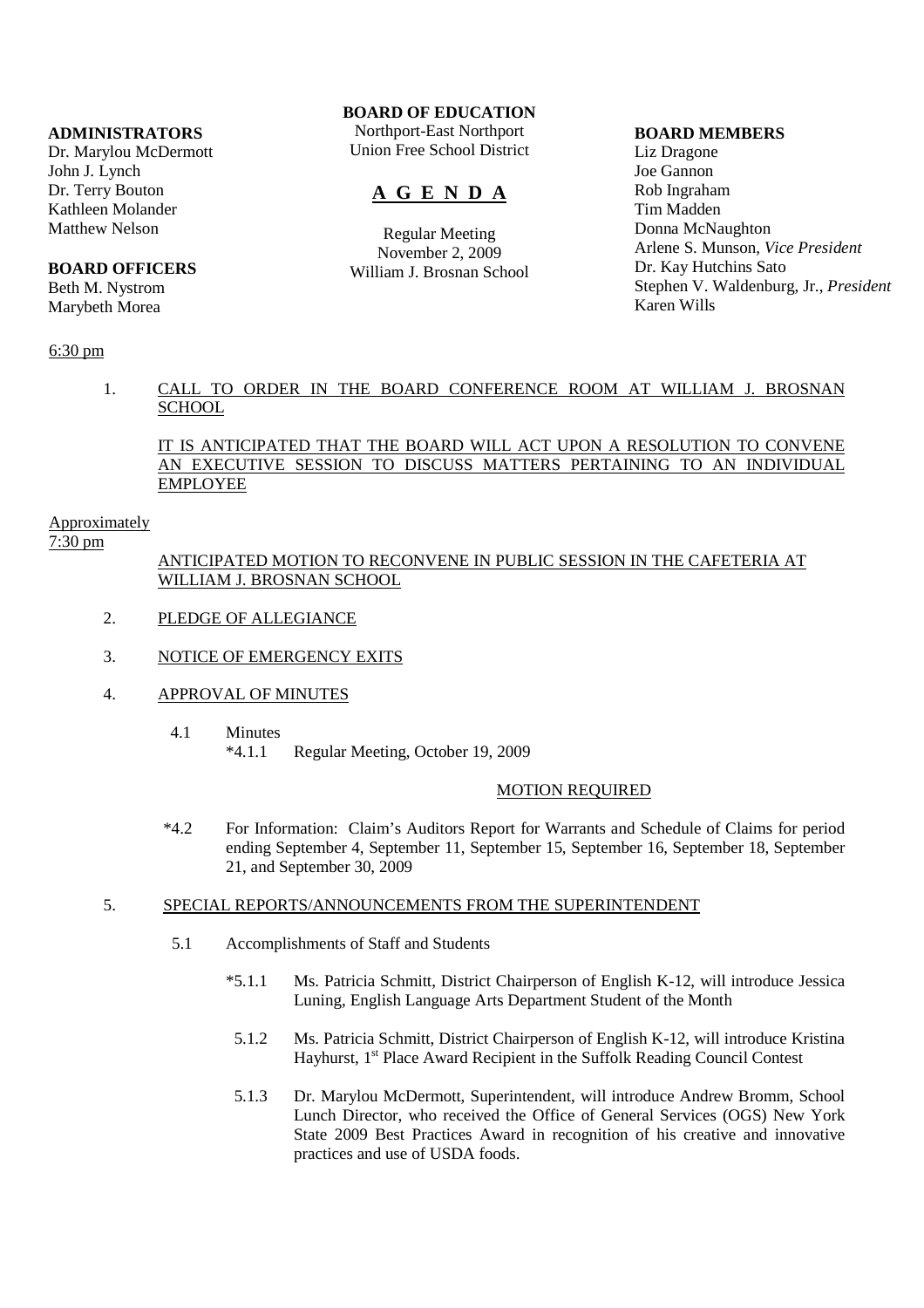**BOARD OF EDUCATION**
Northport-East Northport
Union Free School District

# A G E N D A

Regular Meeting
November 2, 2009
William J. Brosnan School

**ADMINISTRATORS**
Dr. Marylou McDermott
John J. Lynch
Dr. Terry Bouton
Kathleen Molander
Matthew Nelson

**BOARD OFFICERS**
Beth M. Nystrom
Marybeth Morea

**BOARD MEMBERS**
Liz Dragone
Joe Gannon
Rob Ingraham
Tim Madden
Donna McNaughton
Arlene S. Munson, *Vice President*
Dr. Kay Hutchins Sato
Stephen V. Waldenburg, Jr., *President*
Karen Wills

6:30 pm

1. CALL TO ORDER IN THE BOARD CONFERENCE ROOM AT WILLIAM J. BROSNAN SCHOOL

   IT IS ANTICIPATED THAT THE BOARD WILL ACT UPON A RESOLUTION TO CONVENE AN EXECUTIVE SESSION TO DISCUSS MATTERS PERTAINING TO AN INDIVIDUAL EMPLOYEE

Approximately
7:30 pm

ANTICIPATED MOTION TO RECONVENE IN PUBLIC SESSION IN THE CAFETERIA AT WILLIAM J. BROSNAN SCHOOL

2. PLEDGE OF ALLEGIANCE

3. NOTICE OF EMERGENCY EXITS

4. APPROVAL OF MINUTES

   4.1 Minutes
   *4.1.1 Regular Meeting, October 19, 2009

   MOTION REQUIRED

   *4.2 For Information: Claim's Auditors Report for Warrants and Schedule of Claims for period ending September 4, September 11, September 15, September 16, September 18, September 21, and September 30, 2009

5. SPECIAL REPORTS/ANNOUNCEMENTS FROM THE SUPERINTENDENT

   5.1 Accomplishments of Staff and Students

   *5.1.1 Ms. Patricia Schmitt, District Chairperson of English K-12, will introduce Jessica Luning, English Language Arts Department Student of the Month

   5.1.2 Ms. Patricia Schmitt, District Chairperson of English K-12, will introduce Kristina Hayhurst, 1st Place Award Recipient in the Suffolk Reading Council Contest

   5.1.3 Dr. Marylou McDermott, Superintendent, will introduce Andrew Bromm, School Lunch Director, who received the Office of General Services (OGS) New York State 2009 Best Practices Award in recognition of his creative and innovative practices and use of USDA foods.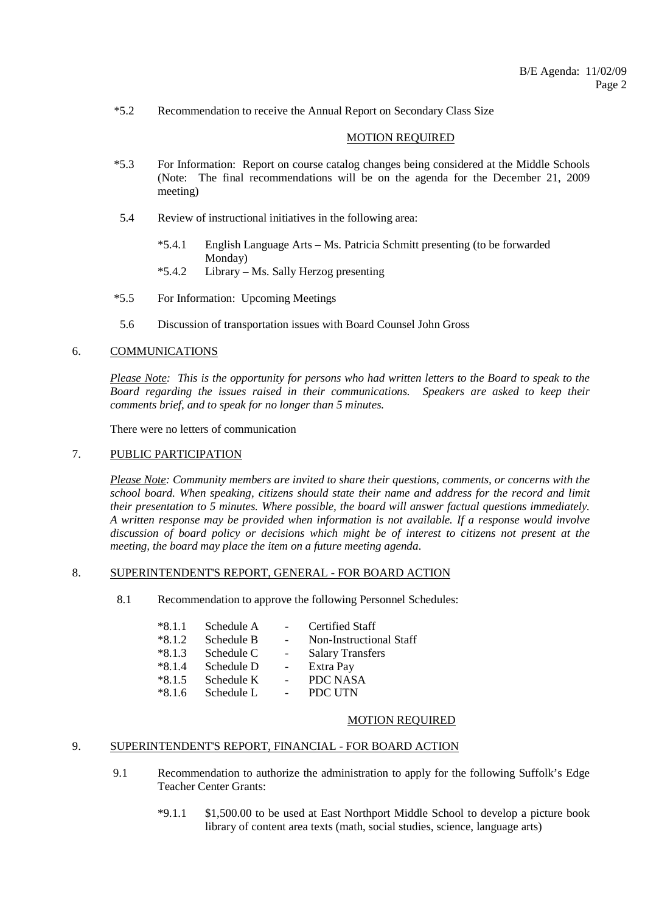*5.2 Recommendation to receive the Annual Report on Secondary Class Size

MOTION REQUIRED

*5.3 For Information: Report on course catalog changes being considered at the Middle Schools (Note: The final recommendations will be on the agenda for the December 21, 2009 meeting)

5.4 Review of instructional initiatives in the following area:

- *5.4.1 English Language Arts – Ms. Patricia Schmitt presenting (to be forwarded Monday)
- *5.4.2 Library – Ms. Sally Herzog presenting

*5.5 For Information: Upcoming Meetings

5.6 Discussion of transportation issues with Board Counsel John Gross

## 6. COMMUNICATIONS

*Please Note: This is the opportunity for persons who had written letters to the Board to speak to the Board regarding the issues raised in their communications. Speakers are asked to keep their comments brief, and to speak for no longer than 5 minutes.*

There were no letters of communication

## 7. PUBLIC PARTICIPATION

*Please Note: Community members are invited to share their questions, comments, or concerns with the school board. When speaking, citizens should state their name and address for the record and limit their presentation to 5 minutes. Where possible, the board will answer factual questions immediately. A written response may be provided when information is not available. If a response would involve discussion of board policy or decisions which might be of interest to citizens not present at the meeting, the board may place the item on a future meeting agenda.*

## 8. SUPERINTENDENT'S REPORT, GENERAL - FOR BOARD ACTION

8.1 Recommendation to approve the following Personnel Schedules:

- *8.1.1 Schedule A - Certified Staff
- *8.1.2 Schedule B - Non-Instructional Staff
- *8.1.3 Schedule C - Salary Transfers
- *8.1.4 Schedule D - Extra Pay
- *8.1.5 Schedule K - PDC NASA
- *8.1.6 Schedule L - PDC UTN

MOTION REQUIRED

## 9. SUPERINTENDENT'S REPORT, FINANCIAL - FOR BOARD ACTION

9.1 Recommendation to authorize the administration to apply for the following Suffolk's Edge Teacher Center Grants:

- *9.1.1 $1,500.00 to be used at East Northport Middle School to develop a picture book library of content area texts (math, social studies, science, language arts)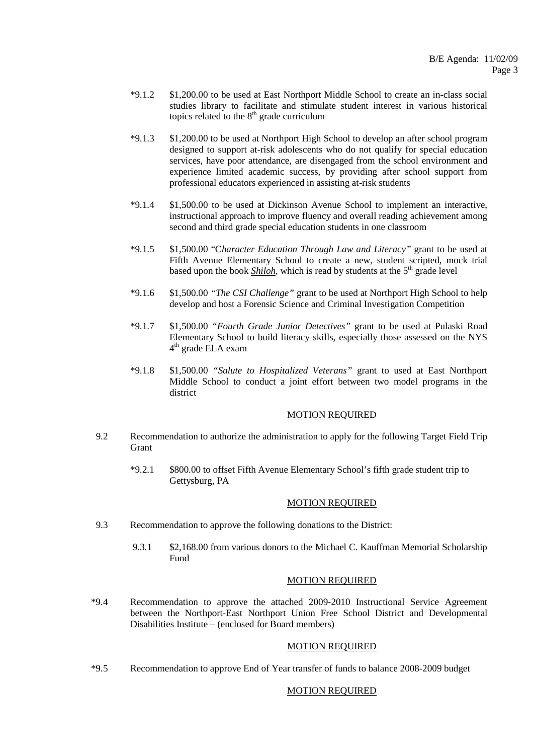*9.1.2 $1,200.00 to be used at East Northport Middle School to create an in-class social studies library to facilitate and stimulate student interest in various historical topics related to the 8th grade curriculum

*9.1.3 $1,200.00 to be used at Northport High School to develop an after school program designed to support at-risk adolescents who do not qualify for special education services, have poor attendance, are disengaged from the school environment and experience limited academic success, by providing after school support from professional educators experienced in assisting at-risk students

*9.1.4 $1,500.00 to be used at Dickinson Avenue School to implement an interactive, instructional approach to improve fluency and overall reading achievement among second and third grade special education students in one classroom

*9.1.5 $1,500.00 "C*haracter Education Through Law and Literacy"* grant to be used at Fifth Avenue Elementary School to create a new, student scripted, mock trial based upon the book ***Shiloh***, which is read by students at the 5th grade level

*9.1.6 $1,500.00 *"The CSI Challenge"* grant to be used at Northport High School to help develop and host a Forensic Science and Criminal Investigation Competition

*9.1.7 $1,500.00 *"Fourth Grade Junior Detectives"* grant to be used at Pulaski Road Elementary School to build literacy skills, especially those assessed on the NYS 4th grade ELA exam

*9.1.8 $1,500.00 *"Salute to Hospitalized Veterans"* grant to used at East Northport Middle School to conduct a joint effort between two model programs in the district

MOTION REQUIRED

9.2 Recommendation to authorize the administration to apply for the following Target Field Trip Grant

*9.2.1 $800.00 to offset Fifth Avenue Elementary School's fifth grade student trip to Gettysburg, PA

MOTION REQUIRED

9.3 Recommendation to approve the following donations to the District:

9.3.1 $2,168.00 from various donors to the Michael C. Kauffman Memorial Scholarship Fund

MOTION REQUIRED

*9.4 Recommendation to approve the attached 2009-2010 Instructional Service Agreement between the Northport-East Northport Union Free School District and Developmental Disabilities Institute – (enclosed for Board members)

MOTION REQUIRED

*9.5 Recommendation to approve End of Year transfer of funds to balance 2008-2009 budget

MOTION REQUIRED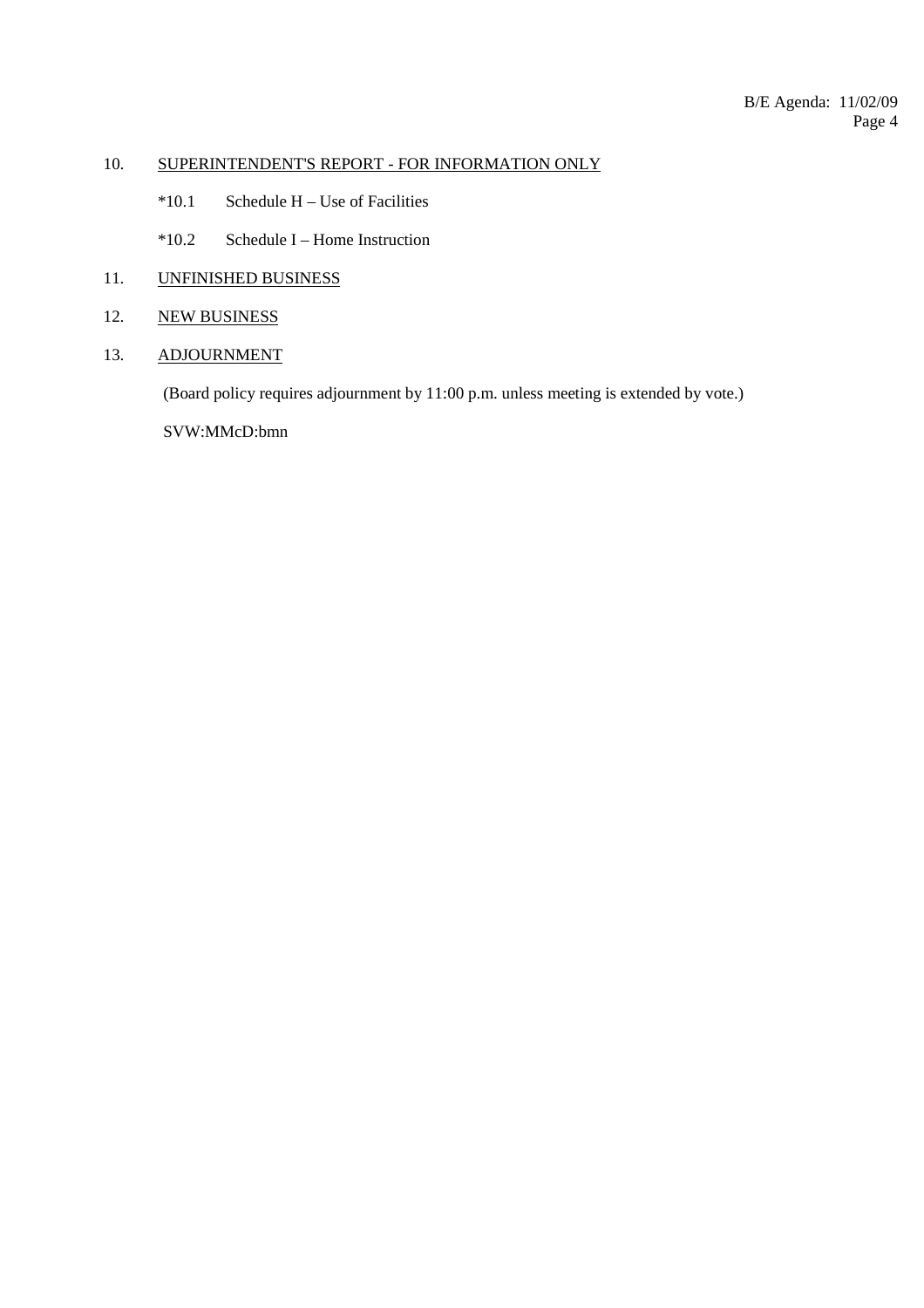10. <u>SUPERINTENDENT'S REPORT - FOR INFORMATION ONLY</u>

    *10.1 Schedule H – Use of Facilities

    *10.2 Schedule I – Home Instruction

11. <u>UNFINISHED BUSINESS</u>

12. <u>NEW BUSINESS</u>

13. <u>ADJOURNMENT</u>

    (Board policy requires adjournment by 11:00 p.m. unless meeting is extended by vote.)

    SVW:MMcD:bmn